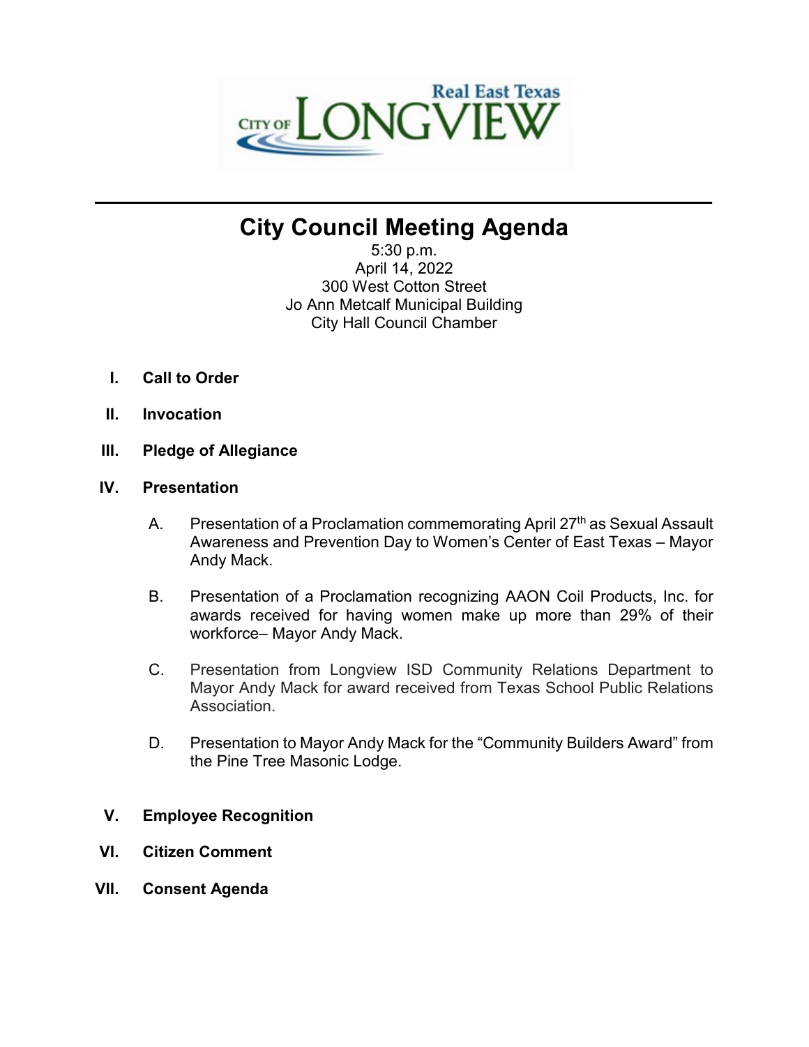# City Council Meeting Agenda

5:30 p.m.
April 14, 2022
300 West Cotton Street
Jo Ann Metcalf Municipal Building
City Hall Council Chamber

**I. Call to Order**

**II. Invocation**

**III. Pledge of Allegiance**

**IV. Presentation**

A. Presentation of a Proclamation commemorating April 27th as Sexual Assault Awareness and Prevention Day to Women's Center of East Texas – Mayor Andy Mack.

B. Presentation of a Proclamation recognizing AAON Coil Products, Inc. for awards received for having women make up more than 29% of their workforce– Mayor Andy Mack.

C. Presentation from Longview ISD Community Relations Department to Mayor Andy Mack for award received from Texas School Public Relations Association.

D. Presentation to Mayor Andy Mack for the "Community Builders Award" from the Pine Tree Masonic Lodge.

**V. Employee Recognition**

**VI. Citizen Comment**

**VII. Consent Agenda**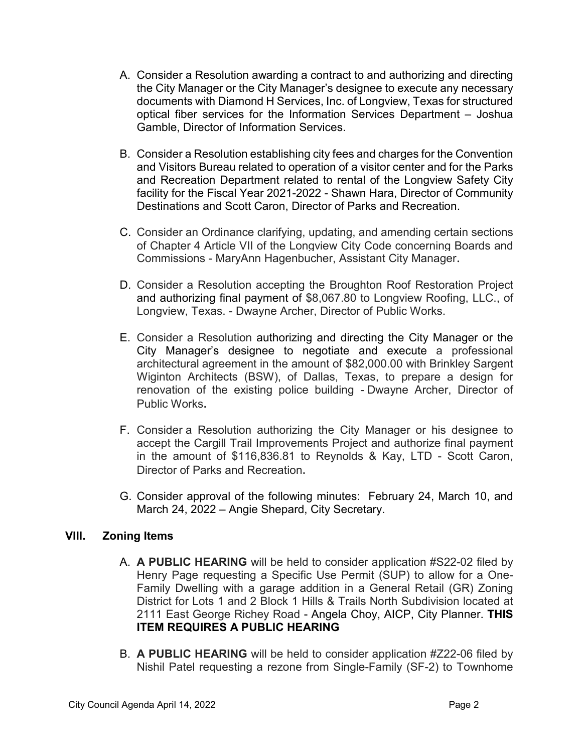A. Consider a Resolution awarding a contract to and authorizing and directing the City Manager or the City Manager's designee to execute any necessary documents with Diamond H Services, Inc. of Longview, Texas for structured optical fiber services for the Information Services Department – Joshua Gamble, Director of Information Services.

B. Consider a Resolution establishing city fees and charges for the Convention and Visitors Bureau related to operation of a visitor center and for the Parks and Recreation Department related to rental of the Longview Safety City facility for the Fiscal Year 2021-2022 - Shawn Hara, Director of Community Destinations and Scott Caron, Director of Parks and Recreation.

C. Consider an Ordinance clarifying, updating, and amending certain sections of Chapter 4 Article VII of the Longview City Code concerning Boards and Commissions - MaryAnn Hagenbucher, Assistant City Manager.

D. Consider a Resolution accepting the Broughton Roof Restoration Project and authorizing final payment of $8,067.80 to Longview Roofing, LLC., of Longview, Texas. - Dwayne Archer, Director of Public Works.

E. Consider a Resolution authorizing and directing the City Manager or the City Manager's designee to negotiate and execute a professional architectural agreement in the amount of $82,000.00 with Brinkley Sargent Wiginton Architects (BSW), of Dallas, Texas, to prepare a design for renovation of the existing police building - Dwayne Archer, Director of Public Works.

F. Consider a Resolution authorizing the City Manager or his designee to accept the Cargill Trail Improvements Project and authorize final payment in the amount of $116,836.81 to Reynolds & Kay, LTD - Scott Caron, Director of Parks and Recreation.

G. Consider approval of the following minutes: February 24, March 10, and March 24, 2022 – Angie Shepard, City Secretary.

## VIII. Zoning Items

A. **A PUBLIC HEARING** will be held to consider application #S22-02 filed by Henry Page requesting a Specific Use Permit (SUP) to allow for a One-Family Dwelling with a garage addition in a General Retail (GR) Zoning District for Lots 1 and 2 Block 1 Hills & Trails North Subdivision located at 2111 East George Richey Road - Angela Choy, AICP, City Planner. **THIS ITEM REQUIRES A PUBLIC HEARING**

B. **A PUBLIC HEARING** will be held to consider application #Z22-06 filed by Nishil Patel requesting a rezone from Single-Family (SF-2) to Townhome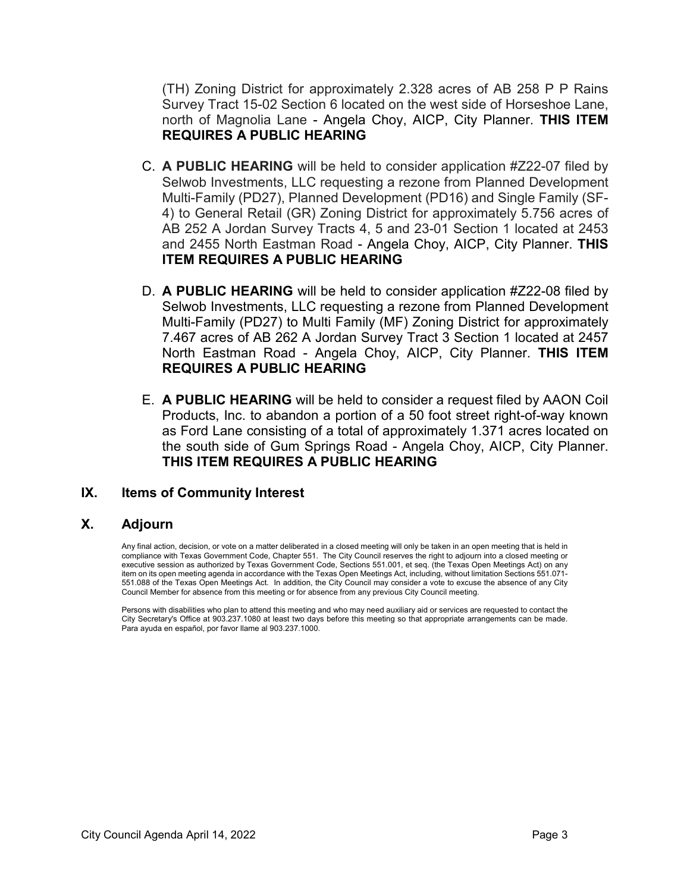(TH) Zoning District for approximately 2.328 acres of AB 258 P P Rains Survey Tract 15-02 Section 6 located on the west side of Horseshoe Lane, north of Magnolia Lane - Angela Choy, AICP, City Planner. **THIS ITEM REQUIRES A PUBLIC HEARING**

C. **A PUBLIC HEARING** will be held to consider application #Z22-07 filed by Selwob Investments, LLC requesting a rezone from Planned Development Multi-Family (PD27), Planned Development (PD16) and Single Family (SF-4) to General Retail (GR) Zoning District for approximately 5.756 acres of AB 252 A Jordan Survey Tracts 4, 5 and 23-01 Section 1 located at 2453 and 2455 North Eastman Road - Angela Choy, AICP, City Planner. **THIS ITEM REQUIRES A PUBLIC HEARING**

D. **A PUBLIC HEARING** will be held to consider application #Z22-08 filed by Selwob Investments, LLC requesting a rezone from Planned Development Multi-Family (PD27) to Multi Family (MF) Zoning District for approximately 7.467 acres of AB 262 A Jordan Survey Tract 3 Section 1 located at 2457 North Eastman Road - Angela Choy, AICP, City Planner. **THIS ITEM REQUIRES A PUBLIC HEARING**

E. **A PUBLIC HEARING** will be held to consider a request filed by AAON Coil Products, Inc. to abandon a portion of a 50 foot street right-of-way known as Ford Lane consisting of a total of approximately 1.371 acres located on the south side of Gum Springs Road - Angela Choy, AICP, City Planner. **THIS ITEM REQUIRES A PUBLIC HEARING**

## IX. Items of Community Interest

## X. Adjourn

Any final action, decision, or vote on a matter deliberated in a closed meeting will only be taken in an open meeting that is held in compliance with Texas Government Code, Chapter 551. The City Council reserves the right to adjourn into a closed meeting or executive session as authorized by Texas Government Code, Sections 551.001, et seq. (the Texas Open Meetings Act) on any item on its open meeting agenda in accordance with the Texas Open Meetings Act, including, without limitation Sections 551.071-551.088 of the Texas Open Meetings Act. In addition, the City Council may consider a vote to excuse the absence of any City Council Member for absence from this meeting or for absence from any previous City Council meeting.

Persons with disabilities who plan to attend this meeting and who may need auxiliary aid or services are requested to contact the City Secretary's Office at 903.237.1080 at least two days before this meeting so that appropriate arrangements can be made. Para ayuda en español, por favor llame al 903.237.1000.